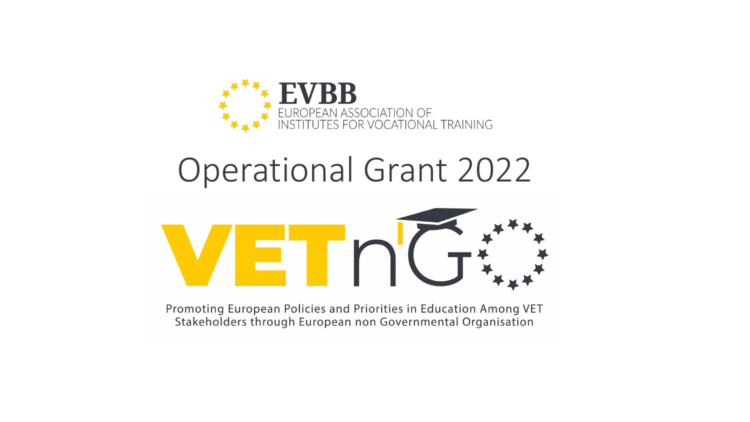**EVBB**
EUROPEAN ASSOCIATION OF INSTITUTES FOR VOCATIONAL TRAINING

# Operational Grant 2022

**VETn'GO**

Promoting European Policies and Priorities in Education Among VET Stakeholders through European non Governmental Organisation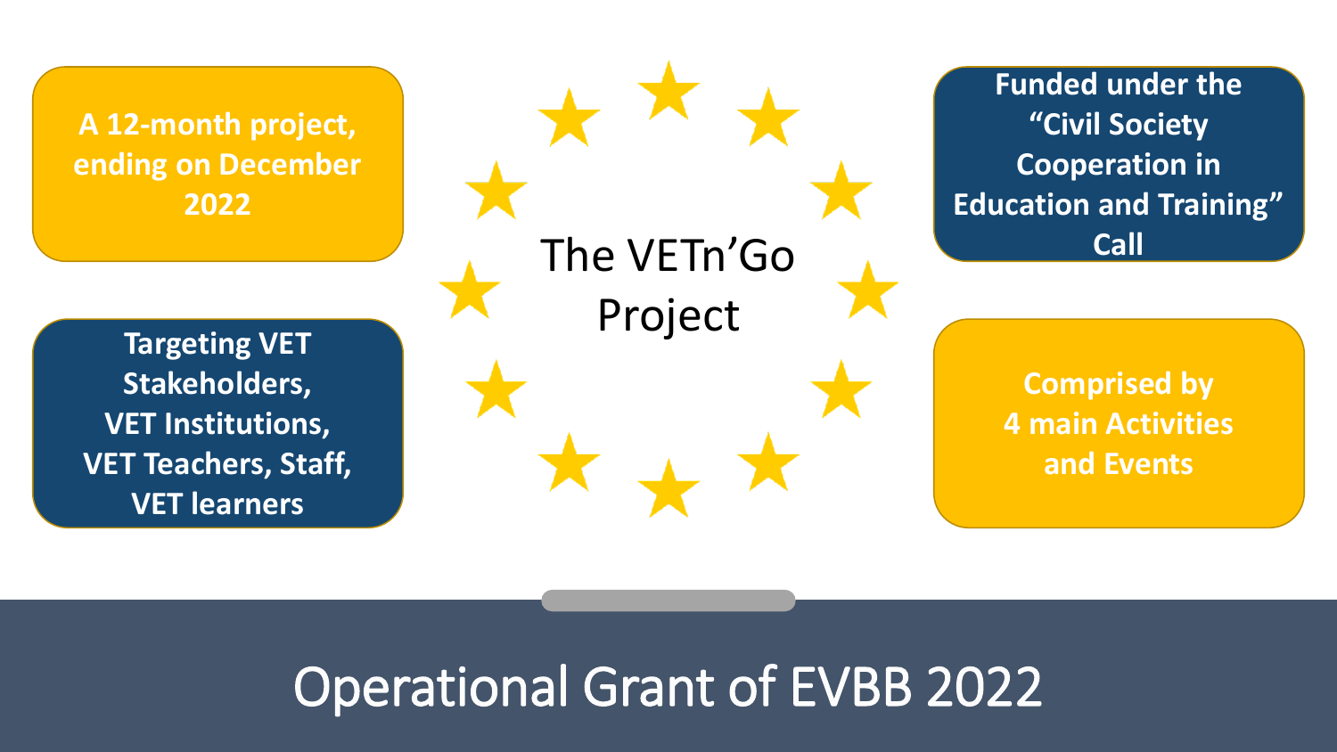# Operational Grant of EVBB 2022

## The VETn'Go Project

**A 12-month project, ending on December 2022**

**Funded under the "Civil Society Cooperation in Education and Training" Call**

**Targeting VET Stakeholders, VET Institutions, VET Teachers, Staff, VET learners**

**Comprised by 4 main Activities and Events**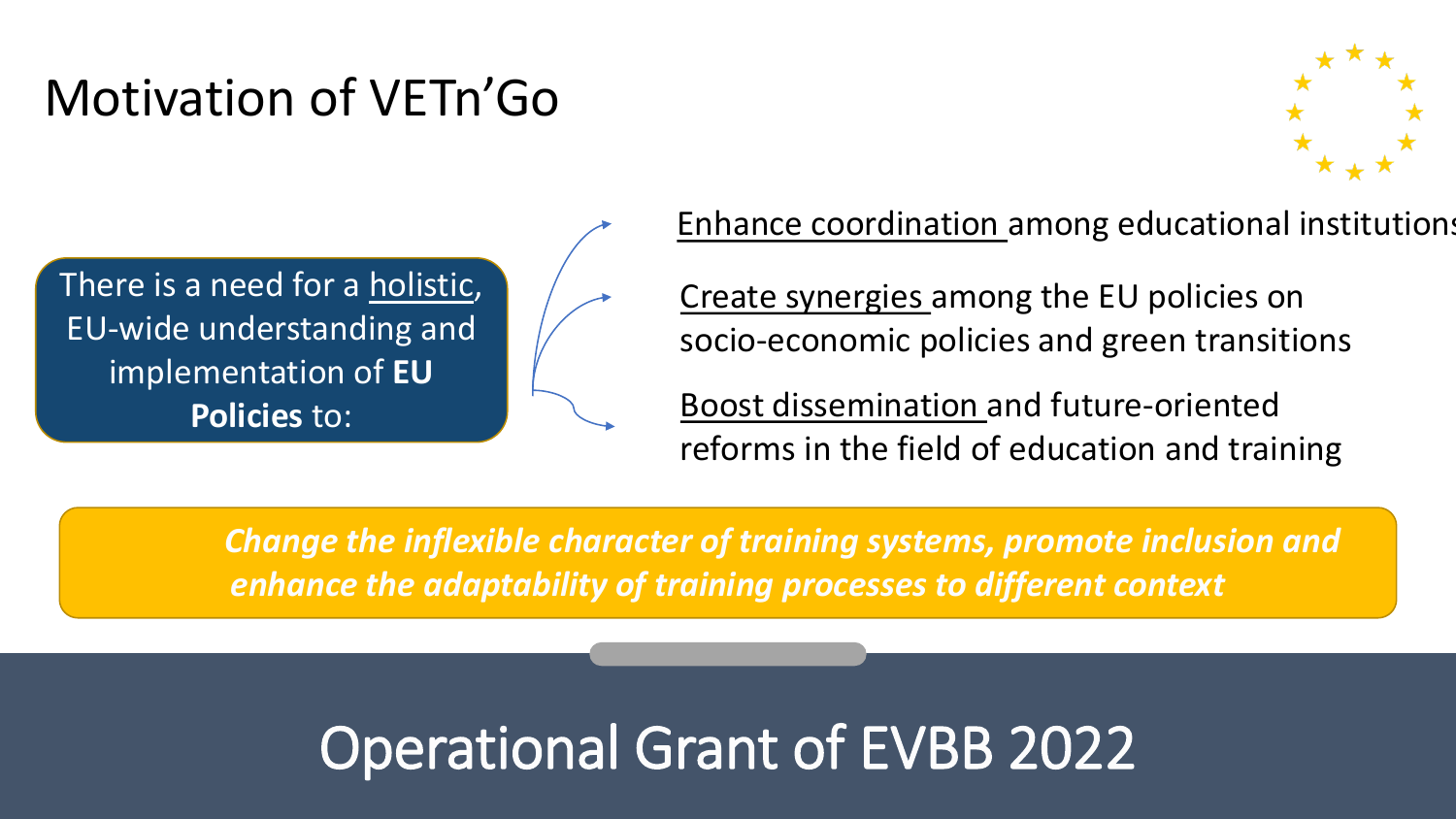# Motivation of VETn'Go

There is a need for a holistic, EU-wide understanding and implementation of **EU Policies** to:

- Enhance coordination among educational institutions
- Create synergies among the EU policies on socio-economic policies and green transitions
- Boost dissemination and future-oriented reforms in the field of education and training

***Change the inflexible character of training systems, promote inclusion and enhance the adaptability of training processes to different context***

## Operational Grant of EVBB 2022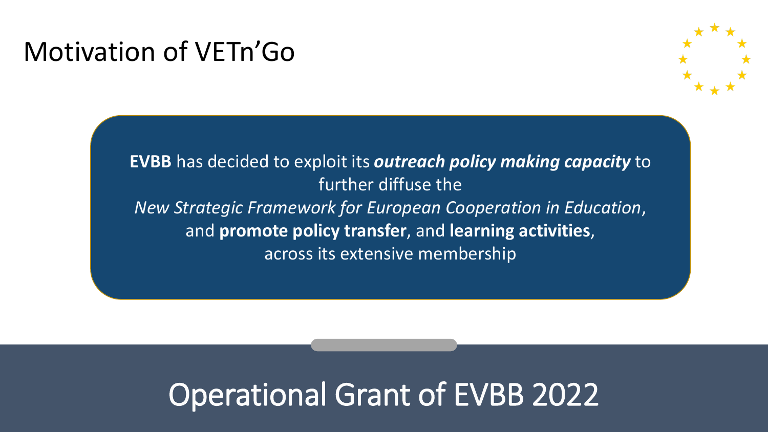# Motivation of VETn'Go

**EVBB** has decided to exploit its ***outreach policy making capacity*** to further diffuse the *New Strategic Framework for European Cooperation in Education*, and **promote policy transfer**, and **learning activities**, across its extensive membership

## Operational Grant of EVBB 2022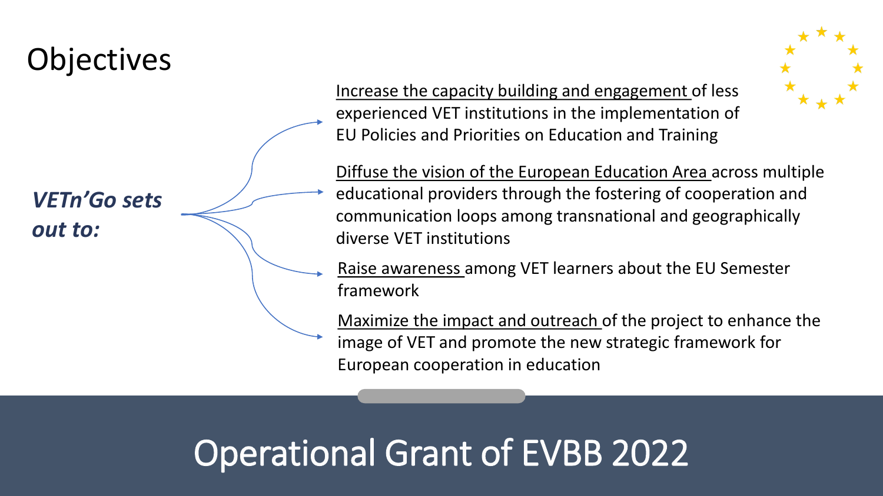# Objectives

***VETn'Go sets out to:***

- Increase the capacity building and engagement of less experienced VET institutions in the implementation of EU Policies and Priorities on Education and Training
- Diffuse the vision of the European Education Area across multiple educational providers through the fostering of cooperation and communication loops among transnational and geographically diverse VET institutions
- Raise awareness among VET learners about the EU Semester framework
- Maximize the impact and outreach of the project to enhance the image of VET and promote the new strategic framework for European cooperation in education

Operational Grant of EVBB 2022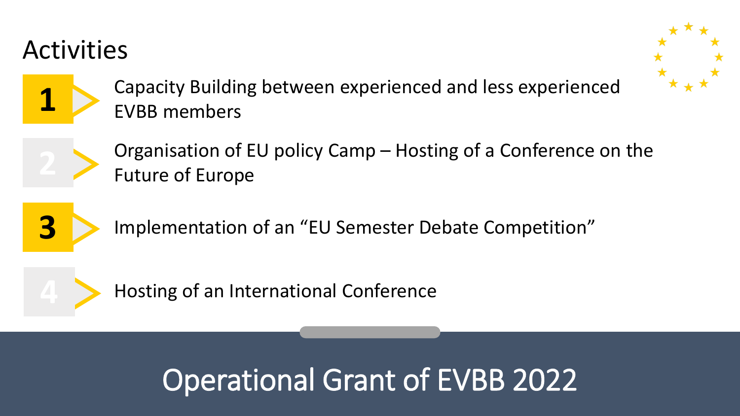## Activities

1. Capacity Building between experienced and less experienced EVBB members
2. Organisation of EU policy Camp – Hosting of a Conference on the Future of Europe
3. Implementation of an "EU Semester Debate Competition"
4. Hosting of an International Conference

# Operational Grant of EVBB 2022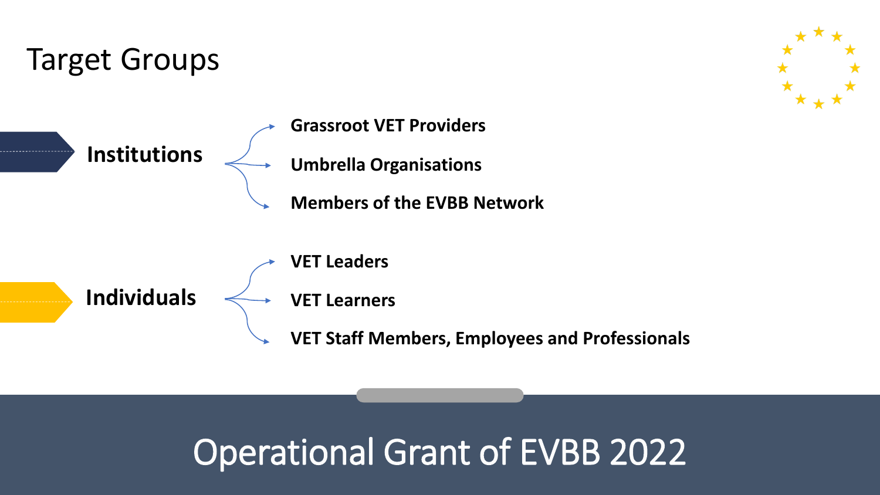# Target Groups

**Institutions**

- **Grassroot VET Providers**
- **Umbrella Organisations**
- **Members of the EVBB Network**

**Individuals**

- **VET Leaders**
- **VET Learners**
- **VET Staff Members, Employees and Professionals**

Operational Grant of EVBB 2022